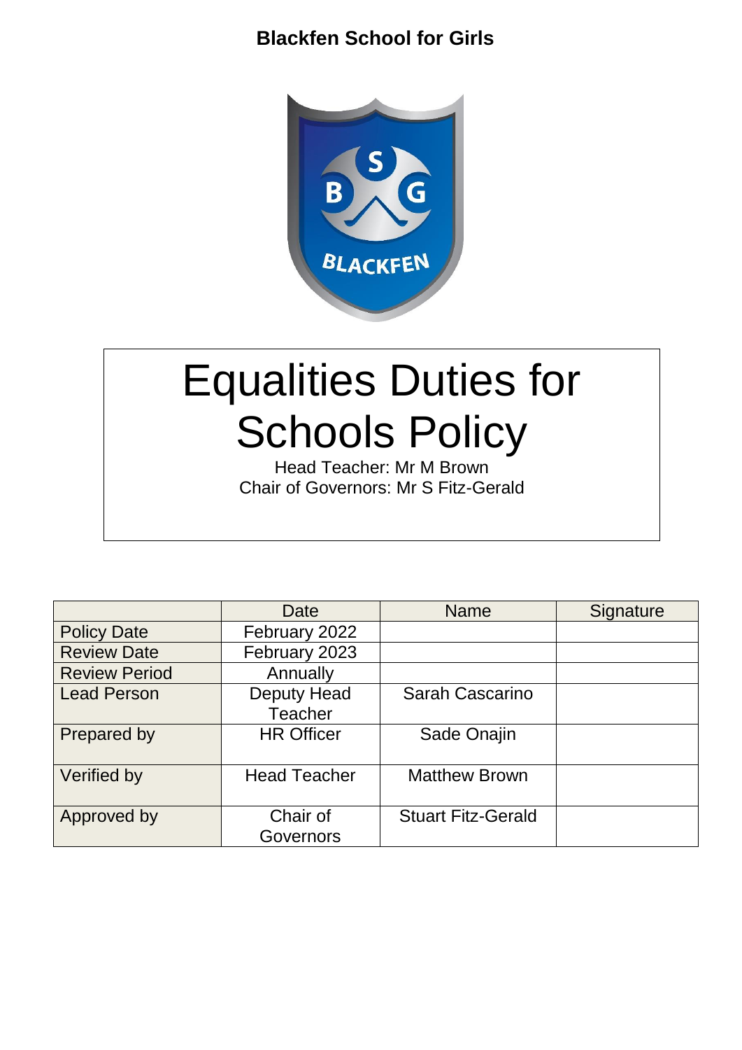**Blackfen School for Girls**

# Equalities Duties for Schools Policy

Head Teacher: Mr M Brown

Chair of Governors: Mr S Fitz-Gerald

| | Date | Name | Signature |
|---|---|---|---|
| Policy Date | February 2022 | | |
| Review Date | February 2023 | | |
| Review Period | Annually | | |
| Lead Person | Deputy Head Teacher | Sarah Cascarino | |
| Prepared by | HR Officer | Sade Onajin | |
| Verified by | Head Teacher | Matthew Brown | |
| Approved by | Chair of Governors | Stuart Fitz-Gerald | |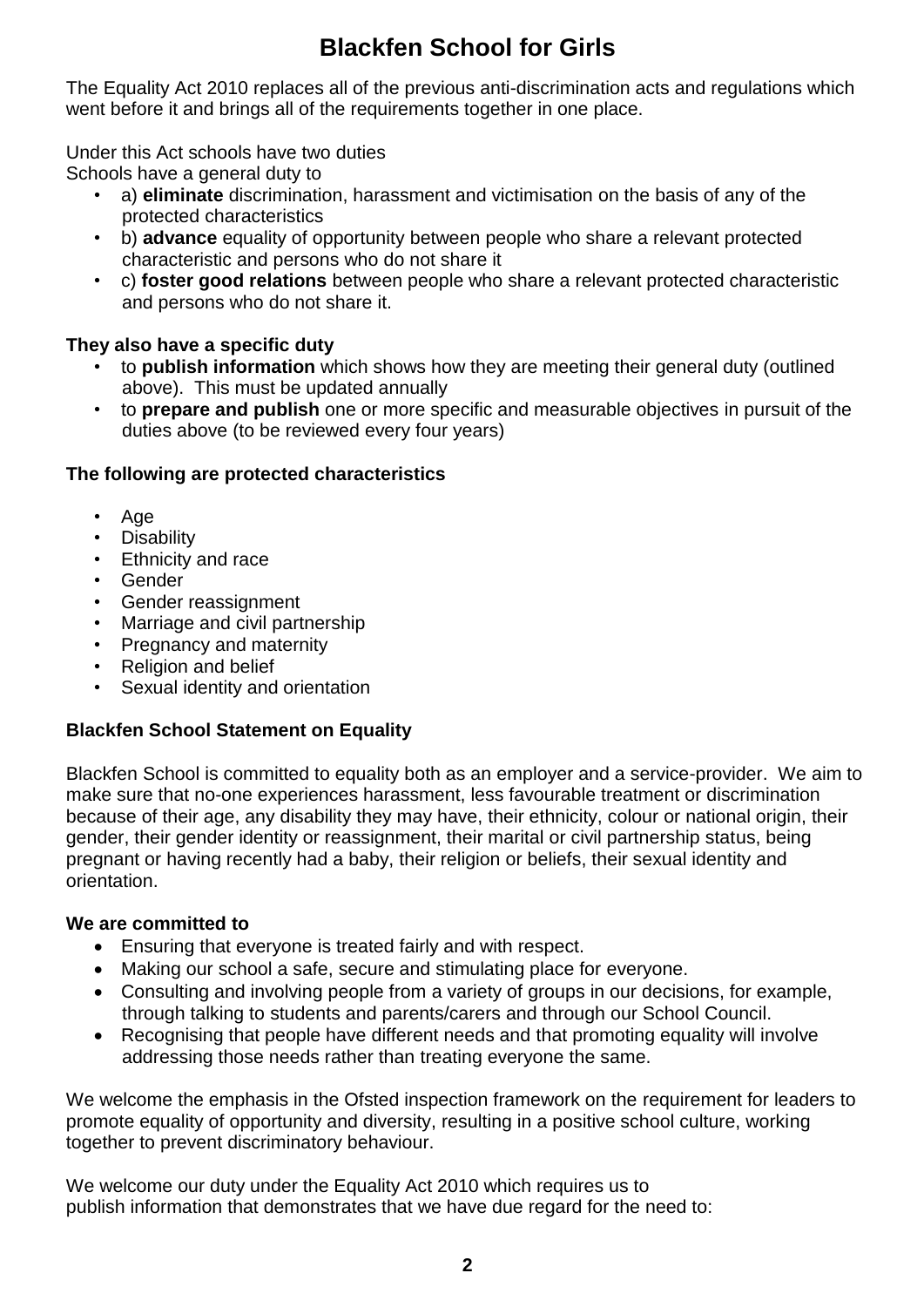# Blackfen School for Girls

The Equality Act 2010 replaces all of the previous anti-discrimination acts and regulations which went before it and brings all of the requirements together in one place.

Under this Act schools have two duties

Schools have a general duty to

- a) **eliminate** discrimination, harassment and victimisation on the basis of any of the protected characteristics
- b) **advance** equality of opportunity between people who share a relevant protected characteristic and persons who do not share it
- c) **foster good relations** between people who share a relevant protected characteristic and persons who do not share it.

**They also have a specific duty**

- to **publish information** which shows how they are meeting their general duty (outlined above). This must be updated annually
- to **prepare and publish** one or more specific and measurable objectives in pursuit of the duties above (to be reviewed every four years)

**The following are protected characteristics**

- Age
- Disability
- Ethnicity and race
- Gender
- Gender reassignment
- Marriage and civil partnership
- Pregnancy and maternity
- Religion and belief
- Sexual identity and orientation

**Blackfen School Statement on Equality**

Blackfen School is committed to equality both as an employer and a service-provider. We aim to make sure that no-one experiences harassment, less favourable treatment or discrimination because of their age, any disability they may have, their ethnicity, colour or national origin, their gender, their gender identity or reassignment, their marital or civil partnership status, being pregnant or having recently had a baby, their religion or beliefs, their sexual identity and orientation.

**We are committed to**

- Ensuring that everyone is treated fairly and with respect.
- Making our school a safe, secure and stimulating place for everyone.
- Consulting and involving people from a variety of groups in our decisions, for example, through talking to students and parents/carers and through our School Council.
- Recognising that people have different needs and that promoting equality will involve addressing those needs rather than treating everyone the same.

We welcome the emphasis in the Ofsted inspection framework on the requirement for leaders to promote equality of opportunity and diversity, resulting in a positive school culture, working together to prevent discriminatory behaviour.

We welcome our duty under the Equality Act 2010 which requires us to publish information that demonstrates that we have due regard for the need to: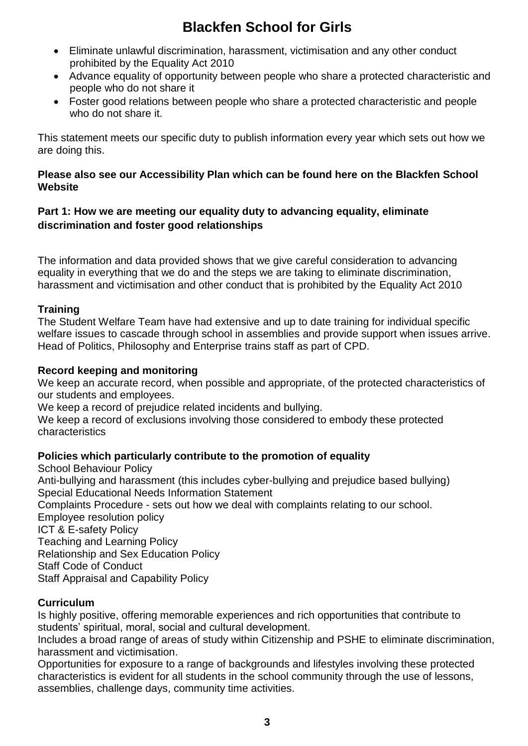- Eliminate unlawful discrimination, harassment, victimisation and any other conduct prohibited by the Equality Act 2010
- Advance equality of opportunity between people who share a protected characteristic and people who do not share it
- Foster good relations between people who share a protected characteristic and people who do not share it.

This statement meets our specific duty to publish information every year which sets out how we are doing this.

**Please also see our Accessibility Plan which can be found here on the Blackfen School Website**

### Part 1: How we are meeting our equality duty to advancing equality, eliminate discrimination and foster good relationships

The information and data provided shows that we give careful consideration to advancing equality in everything that we do and the steps we are taking to eliminate discrimination, harassment and victimisation and other conduct that is prohibited by the Equality Act 2010

**Training**

The Student Welfare Team have had extensive and up to date training for individual specific welfare issues to cascade through school in assemblies and provide support when issues arrive. Head of Politics, Philosophy and Enterprise trains staff as part of CPD.

**Record keeping and monitoring**

We keep an accurate record, when possible and appropriate, of the protected characteristics of our students and employees.

We keep a record of prejudice related incidents and bullying.

We keep a record of exclusions involving those considered to embody these protected characteristics

**Policies which particularly contribute to the promotion of equality**

School Behaviour Policy
Anti-bullying and harassment (this includes cyber-bullying and prejudice based bullying)
Special Educational Needs Information Statement
Complaints Procedure - sets out how we deal with complaints relating to our school.
Employee resolution policy
ICT & E-safety Policy
Teaching and Learning Policy
Relationship and Sex Education Policy
Staff Code of Conduct
Staff Appraisal and Capability Policy

**Curriculum**

Is highly positive, offering memorable experiences and rich opportunities that contribute to students' spiritual, moral, social and cultural development.

Includes a broad range of areas of study within Citizenship and PSHE to eliminate discrimination, harassment and victimisation.

Opportunities for exposure to a range of backgrounds and lifestyles involving these protected characteristics is evident for all students in the school community through the use of lessons, assemblies, challenge days, community time activities.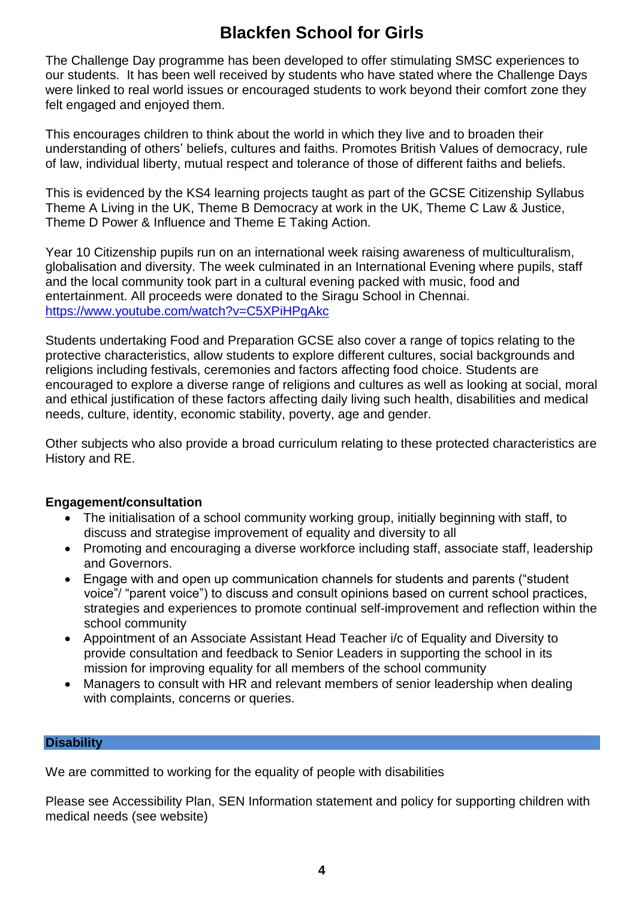# Blackfen School for Girls

The Challenge Day programme has been developed to offer stimulating SMSC experiences to our students. It has been well received by students who have stated where the Challenge Days were linked to real world issues or encouraged students to work beyond their comfort zone they felt engaged and enjoyed them.

This encourages children to think about the world in which they live and to broaden their understanding of others' beliefs, cultures and faiths. Promotes British Values of democracy, rule of law, individual liberty, mutual respect and tolerance of those of different faiths and beliefs.

This is evidenced by the KS4 learning projects taught as part of the GCSE Citizenship Syllabus Theme A Living in the UK, Theme B Democracy at work in the UK, Theme C Law & Justice, Theme D Power & Influence and Theme E Taking Action.

Year 10 Citizenship pupils run on an international week raising awareness of multiculturalism, globalisation and diversity. The week culminated in an International Evening where pupils, staff and the local community took part in a cultural evening packed with music, food and entertainment. All proceeds were donated to the Siragu School in Chennai. [https://www.youtube.com/watch?v=C5XPiHPgAkc](https://www.youtube.com/watch?v=C5XPiHPgAkc)

Students undertaking Food and Preparation GCSE also cover a range of topics relating to the protective characteristics, allow students to explore different cultures, social backgrounds and religions including festivals, ceremonies and factors affecting food choice. Students are encouraged to explore a diverse range of religions and cultures as well as looking at social, moral and ethical justification of these factors affecting daily living such health, disabilities and medical needs, culture, identity, economic stability, poverty, age and gender.

Other subjects who also provide a broad curriculum relating to these protected characteristics are History and RE.

**Engagement/consultation**

- The initialisation of a school community working group, initially beginning with staff, to discuss and strategise improvement of equality and diversity to all
- Promoting and encouraging a diverse workforce including staff, associate staff, leadership and Governors.
- Engage with and open up communication channels for students and parents ("student voice"/ "parent voice") to discuss and consult opinions based on current school practices, strategies and experiences to promote continual self-improvement and reflection within the school community
- Appointment of an Associate Assistant Head Teacher i/c of Equality and Diversity to provide consultation and feedback to Senior Leaders in supporting the school in its mission for improving equality for all members of the school community
- Managers to consult with HR and relevant members of senior leadership when dealing with complaints, concerns or queries.

## Disability

We are committed to working for the equality of people with disabilities

Please see Accessibility Plan, SEN Information statement and policy for supporting children with medical needs (see website)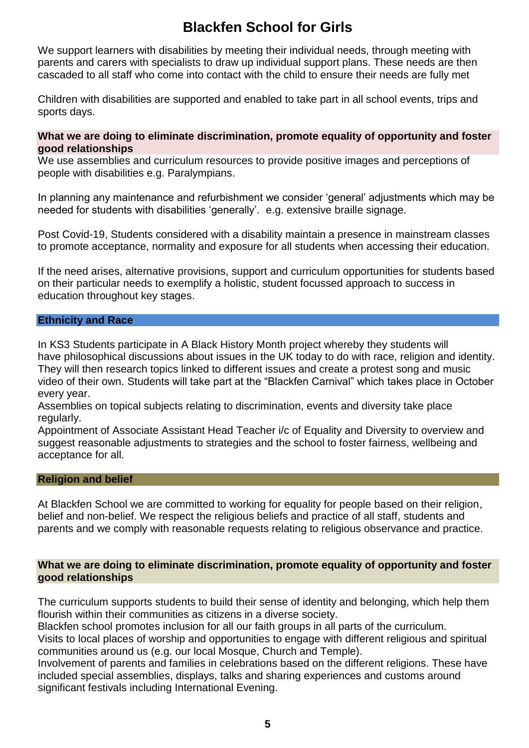# Blackfen School for Girls

We support learners with disabilities by meeting their individual needs, through meeting with parents and carers with specialists to draw up individual support plans. These needs are then cascaded to all staff who come into contact with the child to ensure their needs are fully met

Children with disabilities are supported and enabled to take part in all school events, trips and sports days.

**What we are doing to eliminate discrimination, promote equality of opportunity and foster good relationships**

We use assemblies and curriculum resources to provide positive images and perceptions of people with disabilities e.g. Paralympians.

In planning any maintenance and refurbishment we consider 'general' adjustments which may be needed for students with disabilities 'generally'. e.g. extensive braille signage.

Post Covid-19, Students considered with a disability maintain a presence in mainstream classes to promote acceptance, normality and exposure for all students when accessing their education.

If the need arises, alternative provisions, support and curriculum opportunities for students based on their particular needs to exemplify a holistic, student focussed approach to success in education throughout key stages.

## Ethnicity and Race

In KS3 Students participate in A Black History Month project whereby they students will have philosophical discussions about issues in the UK today to do with race, religion and identity. They will then research topics linked to different issues and create a protest song and music video of their own. Students will take part at the "Blackfen Carnival" which takes place in October every year.
Assemblies on topical subjects relating to discrimination, events and diversity take place regularly.
Appointment of Associate Assistant Head Teacher i/c of Equality and Diversity to overview and suggest reasonable adjustments to strategies and the school to foster fairness, wellbeing and acceptance for all.

## Religion and belief

At Blackfen School we are committed to working for equality for people based on their religion, belief and non-belief. We respect the religious beliefs and practice of all staff, students and parents and we comply with reasonable requests relating to religious observance and practice.

**What we are doing to eliminate discrimination, promote equality of opportunity and foster good relationships**

The curriculum supports students to build their sense of identity and belonging, which help them flourish within their communities as citizens in a diverse society.
Blackfen school promotes inclusion for all our faith groups in all parts of the curriculum.
Visits to local places of worship and opportunities to engage with different religious and spiritual communities around us (e.g. our local Mosque, Church and Temple).
Involvement of parents and families in celebrations based on the different religions. These have included special assemblies, displays, talks and sharing experiences and customs around significant festivals including International Evening.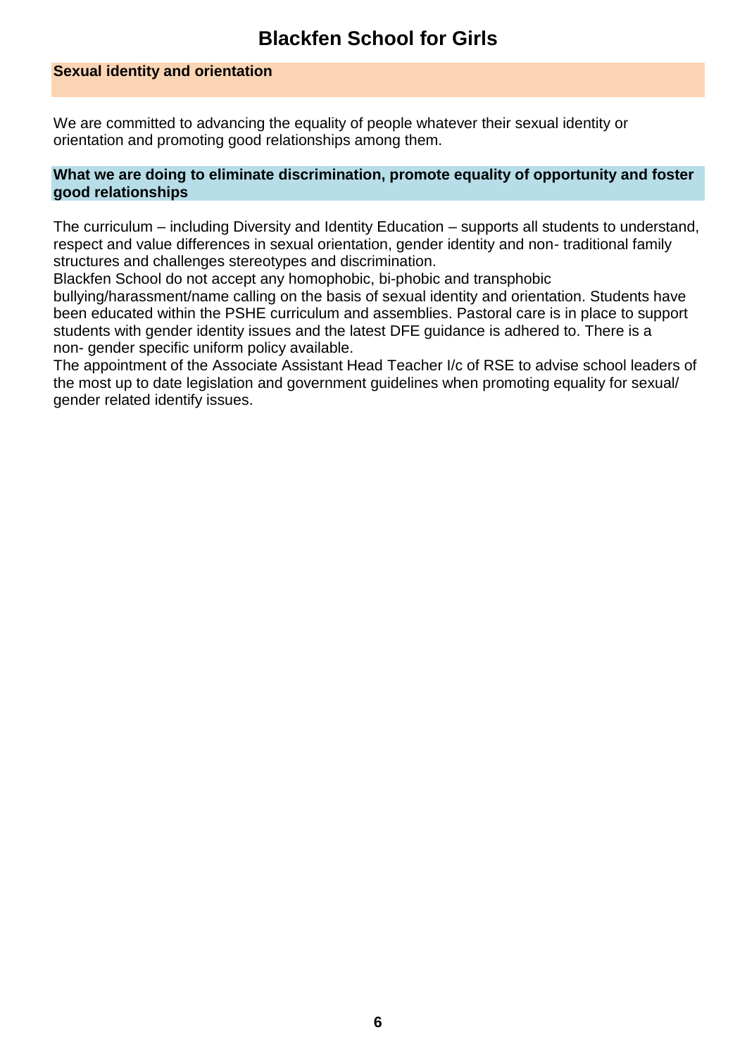## Sexual identity and orientation

We are committed to advancing the equality of people whatever their sexual identity or orientation and promoting good relationships among them.

### What we are doing to eliminate discrimination, promote equality of opportunity and foster good relationships

The curriculum – including Diversity and Identity Education – supports all students to understand, respect and value differences in sexual orientation, gender identity and non- traditional family structures and challenges stereotypes and discrimination.

Blackfen School do not accept any homophobic, bi-phobic and transphobic bullying/harassment/name calling on the basis of sexual identity and orientation. Students have been educated within the PSHE curriculum and assemblies. Pastoral care is in place to support students with gender identity issues and the latest DFE guidance is adhered to. There is a non- gender specific uniform policy available.

The appointment of the Associate Assistant Head Teacher I/c of RSE to advise school leaders of the most up to date legislation and government guidelines when promoting equality for sexual/ gender related identify issues.